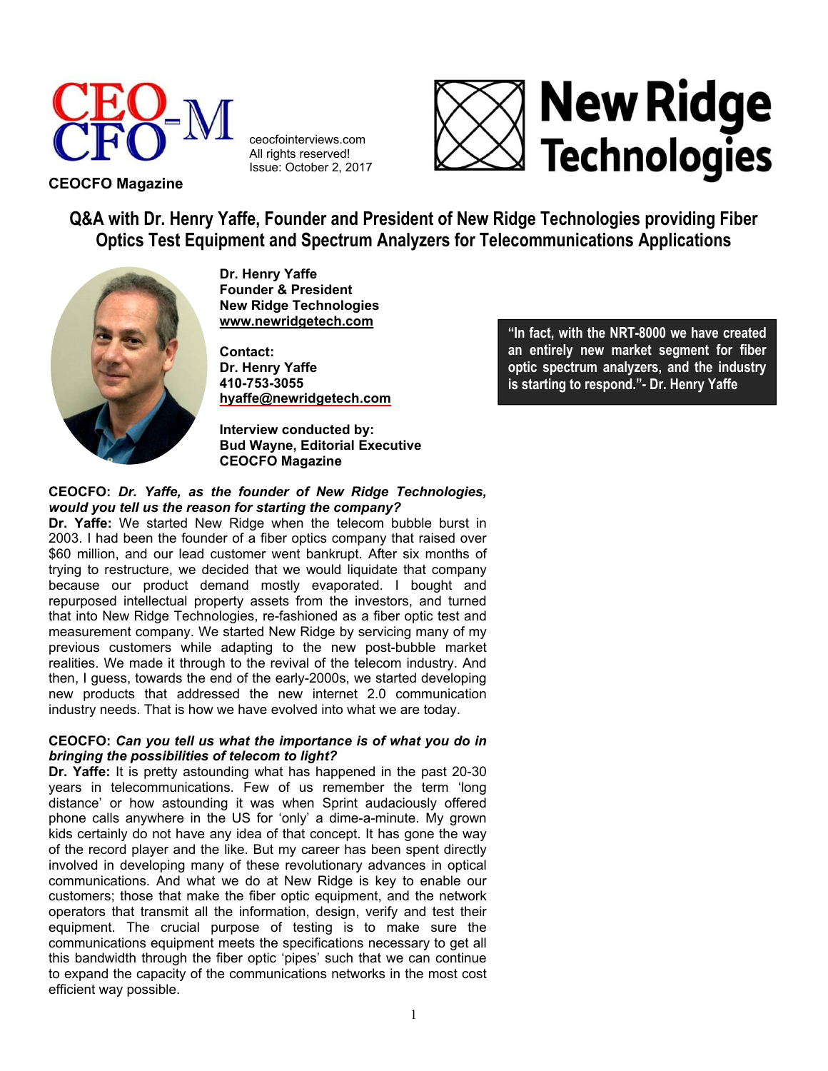CEOCFO Magazine

ceocfointerviews.com
All rights reserved!
Issue: October 2, 2017

# Q&A with Dr. Henry Yaffe, Founder and President of New Ridge Technologies providing Fiber Optics Test Equipment and Spectrum Analyzers for Telecommunications Applications

**Dr. Henry Yaffe**
**Founder & President**
**New Ridge Technologies**
**www.newridgetech.com**

**Contact:**
**Dr. Henry Yaffe**
**410-753-3055**
**hyaffe@newridgetech.com**

**Interview conducted by:**
**Bud Wayne, Editorial Executive**
**CEOCFO Magazine**

> **"In fact, with the NRT-8000 we have created an entirely new market segment for fiber optic spectrum analyzers, and the industry is starting to respond."- Dr. Henry Yaffe**

**CEOCFO:** ***Dr. Yaffe, as the founder of New Ridge Technologies, would you tell us the reason for starting the company?***

**Dr. Yaffe:** We started New Ridge when the telecom bubble burst in 2003. I had been the founder of a fiber optics company that raised over $60 million, and our lead customer went bankrupt. After six months of trying to restructure, we decided that we would liquidate that company because our product demand mostly evaporated. I bought and repurposed intellectual property assets from the investors, and turned that into New Ridge Technologies, re-fashioned as a fiber optic test and measurement company. We started New Ridge by servicing many of my previous customers while adapting to the new post-bubble market realities. We made it through to the revival of the telecom industry. And then, I guess, towards the end of the early-2000s, we started developing new products that addressed the new internet 2.0 communication industry needs. That is how we have evolved into what we are today.

**CEOCFO:** ***Can you tell us what the importance is of what you do in bringing the possibilities of telecom to light?***

**Dr. Yaffe:** It is pretty astounding what has happened in the past 20-30 years in telecommunications. Few of us remember the term 'long distance' or how astounding it was when Sprint audaciously offered phone calls anywhere in the US for 'only' a dime-a-minute. My grown kids certainly do not have any idea of that concept. It has gone the way of the record player and the like. But my career has been spent directly involved in developing many of these revolutionary advances in optical communications. And what we do at New Ridge is key to enable our customers; those that make the fiber optic equipment, and the network operators that transmit all the information, design, verify and test their equipment. The crucial purpose of testing is to make sure the communications equipment meets the specifications necessary to get all this bandwidth through the fiber optic 'pipes' such that we can continue to expand the capacity of the communications networks in the most cost efficient way possible.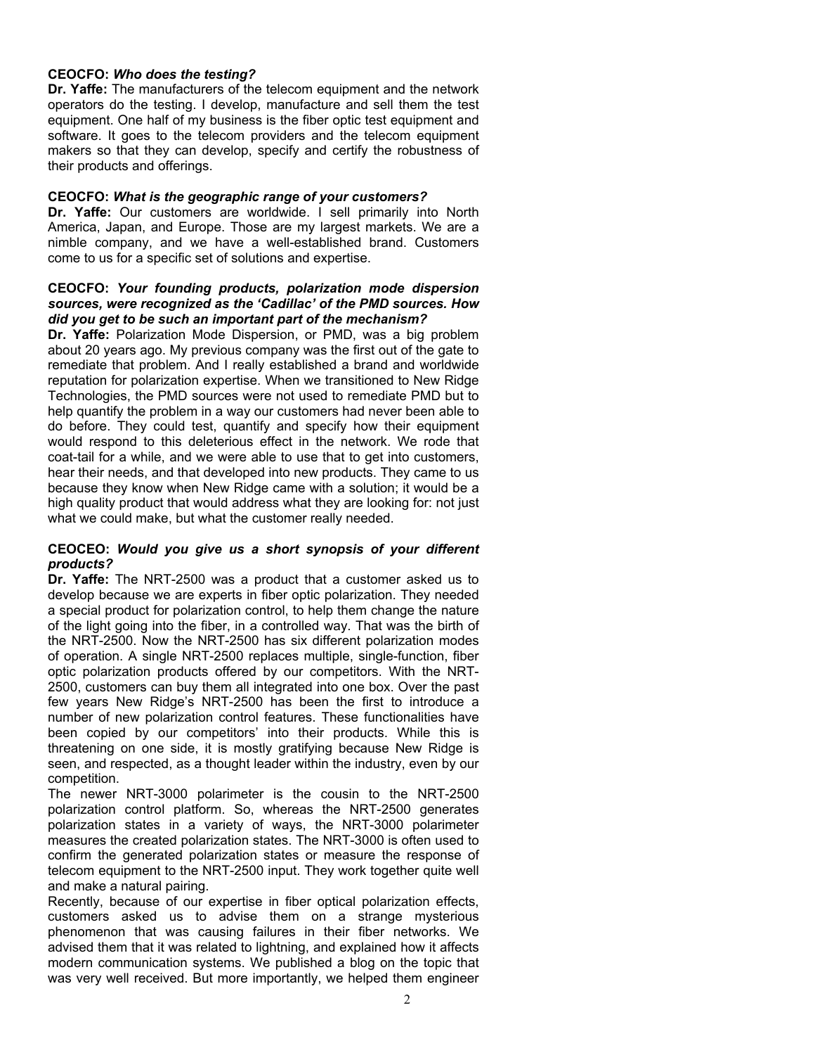**CEOCFO:** ***Who does the testing?***

**Dr. Yaffe:** The manufacturers of the telecom equipment and the network operators do the testing. I develop, manufacture and sell them the test equipment. One half of my business is the fiber optic test equipment and software. It goes to the telecom providers and the telecom equipment makers so that they can develop, specify and certify the robustness of their products and offerings.

**CEOCFO:** ***What is the geographic range of your customers?***

**Dr. Yaffe:** Our customers are worldwide. I sell primarily into North America, Japan, and Europe. Those are my largest markets. We are a nimble company, and we have a well-established brand. Customers come to us for a specific set of solutions and expertise.

**CEOCFO:** ***Your founding products, polarization mode dispersion sources, were recognized as the 'Cadillac' of the PMD sources. How did you get to be such an important part of the mechanism?***

**Dr. Yaffe:** Polarization Mode Dispersion, or PMD, was a big problem about 20 years ago. My previous company was the first out of the gate to remediate that problem. And I really established a brand and worldwide reputation for polarization expertise. When we transitioned to New Ridge Technologies, the PMD sources were not used to remediate PMD but to help quantify the problem in a way our customers had never been able to do before. They could test, quantify and specify how their equipment would respond to this deleterious effect in the network. We rode that coat-tail for a while, and we were able to use that to get into customers, hear their needs, and that developed into new products. They came to us because they know when New Ridge came with a solution; it would be a high quality product that would address what they are looking for: not just what we could make, but what the customer really needed.

**CEOCEO:** ***Would you give us a short synopsis of your different products?***

**Dr. Yaffe:** The NRT-2500 was a product that a customer asked us to develop because we are experts in fiber optic polarization. They needed a special product for polarization control, to help them change the nature of the light going into the fiber, in a controlled way. That was the birth of the NRT-2500. Now the NRT-2500 has six different polarization modes of operation. A single NRT-2500 replaces multiple, single-function, fiber optic polarization products offered by our competitors. With the NRT-2500, customers can buy them all integrated into one box. Over the past few years New Ridge's NRT-2500 has been the first to introduce a number of new polarization control features. These functionalities have been copied by our competitors' into their products. While this is threatening on one side, it is mostly gratifying because New Ridge is seen, and respected, as a thought leader within the industry, even by our competition.

The newer NRT-3000 polarimeter is the cousin to the NRT-2500 polarization control platform. So, whereas the NRT-2500 generates polarization states in a variety of ways, the NRT-3000 polarimeter measures the created polarization states. The NRT-3000 is often used to confirm the generated polarization states or measure the response of telecom equipment to the NRT-2500 input. They work together quite well and make a natural pairing.

Recently, because of our expertise in fiber optical polarization effects, customers asked us to advise them on a strange mysterious phenomenon that was causing failures in their fiber networks. We advised them that it was related to lightning, and explained how it affects modern communication systems. We published a blog on the topic that was very well received. But more importantly, we helped them engineer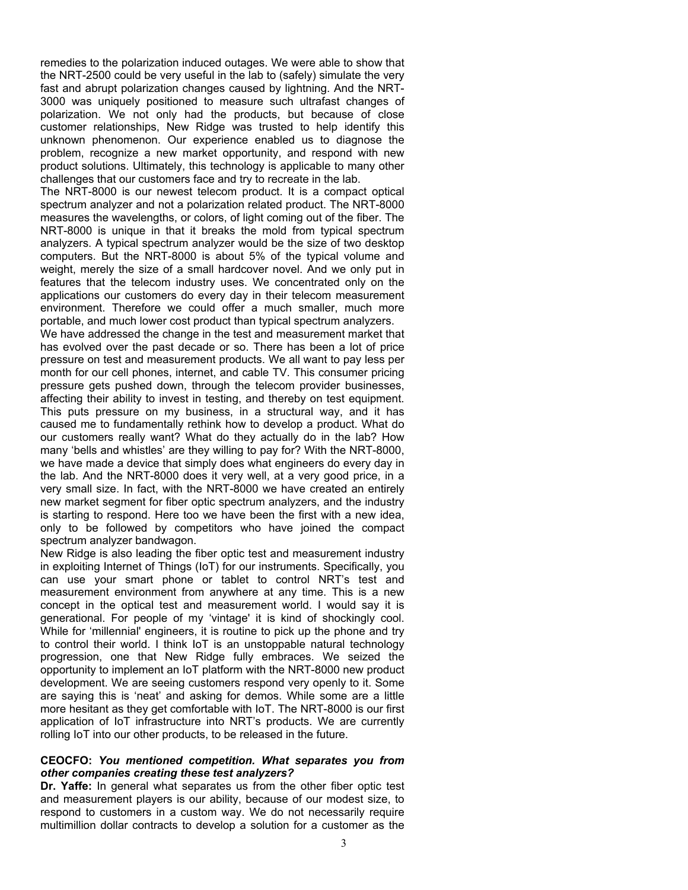remedies to the polarization induced outages. We were able to show that the NRT-2500 could be very useful in the lab to (safely) simulate the very fast and abrupt polarization changes caused by lightning. And the NRT-3000 was uniquely positioned to measure such ultrafast changes of polarization. We not only had the products, but because of close customer relationships, New Ridge was trusted to help identify this unknown phenomenon. Our experience enabled us to diagnose the problem, recognize a new market opportunity, and respond with new product solutions. Ultimately, this technology is applicable to many other challenges that our customers face and try to recreate in the lab.

The NRT-8000 is our newest telecom product. It is a compact optical spectrum analyzer and not a polarization related product. The NRT-8000 measures the wavelengths, or colors, of light coming out of the fiber. The NRT-8000 is unique in that it breaks the mold from typical spectrum analyzers. A typical spectrum analyzer would be the size of two desktop computers. But the NRT-8000 is about 5% of the typical volume and weight, merely the size of a small hardcover novel. And we only put in features that the telecom industry uses. We concentrated only on the applications our customers do every day in their telecom measurement environment. Therefore we could offer a much smaller, much more portable, and much lower cost product than typical spectrum analyzers.

We have addressed the change in the test and measurement market that has evolved over the past decade or so. There has been a lot of price pressure on test and measurement products. We all want to pay less per month for our cell phones, internet, and cable TV. This consumer pricing pressure gets pushed down, through the telecom provider businesses, affecting their ability to invest in testing, and thereby on test equipment. This puts pressure on my business, in a structural way, and it has caused me to fundamentally rethink how to develop a product. What do our customers really want? What do they actually do in the lab? How many 'bells and whistles' are they willing to pay for? With the NRT-8000, we have made a device that simply does what engineers do every day in the lab. And the NRT-8000 does it very well, at a very good price, in a very small size. In fact, with the NRT-8000 we have created an entirely new market segment for fiber optic spectrum analyzers, and the industry is starting to respond. Here too we have been the first with a new idea, only to be followed by competitors who have joined the compact spectrum analyzer bandwagon.

New Ridge is also leading the fiber optic test and measurement industry in exploiting Internet of Things (IoT) for our instruments. Specifically, you can use your smart phone or tablet to control NRT's test and measurement environment from anywhere at any time. This is a new concept in the optical test and measurement world. I would say it is generational. For people of my 'vintage' it is kind of shockingly cool. While for 'millennial' engineers, it is routine to pick up the phone and try to control their world. I think IoT is an unstoppable natural technology progression, one that New Ridge fully embraces. We seized the opportunity to implement an IoT platform with the NRT-8000 new product development. We are seeing customers respond very openly to it. Some are saying this is 'neat' and asking for demos. While some are a little more hesitant as they get comfortable with IoT. The NRT-8000 is our first application of IoT infrastructure into NRT's products. We are currently rolling IoT into our other products, to be released in the future.

**CEOCFO:** ***You mentioned competition. What separates you from other companies creating these test analyzers?***

**Dr. Yaffe:** In general what separates us from the other fiber optic test and measurement players is our ability, because of our modest size, to respond to customers in a custom way. We do not necessarily require multimillion dollar contracts to develop a solution for a customer as the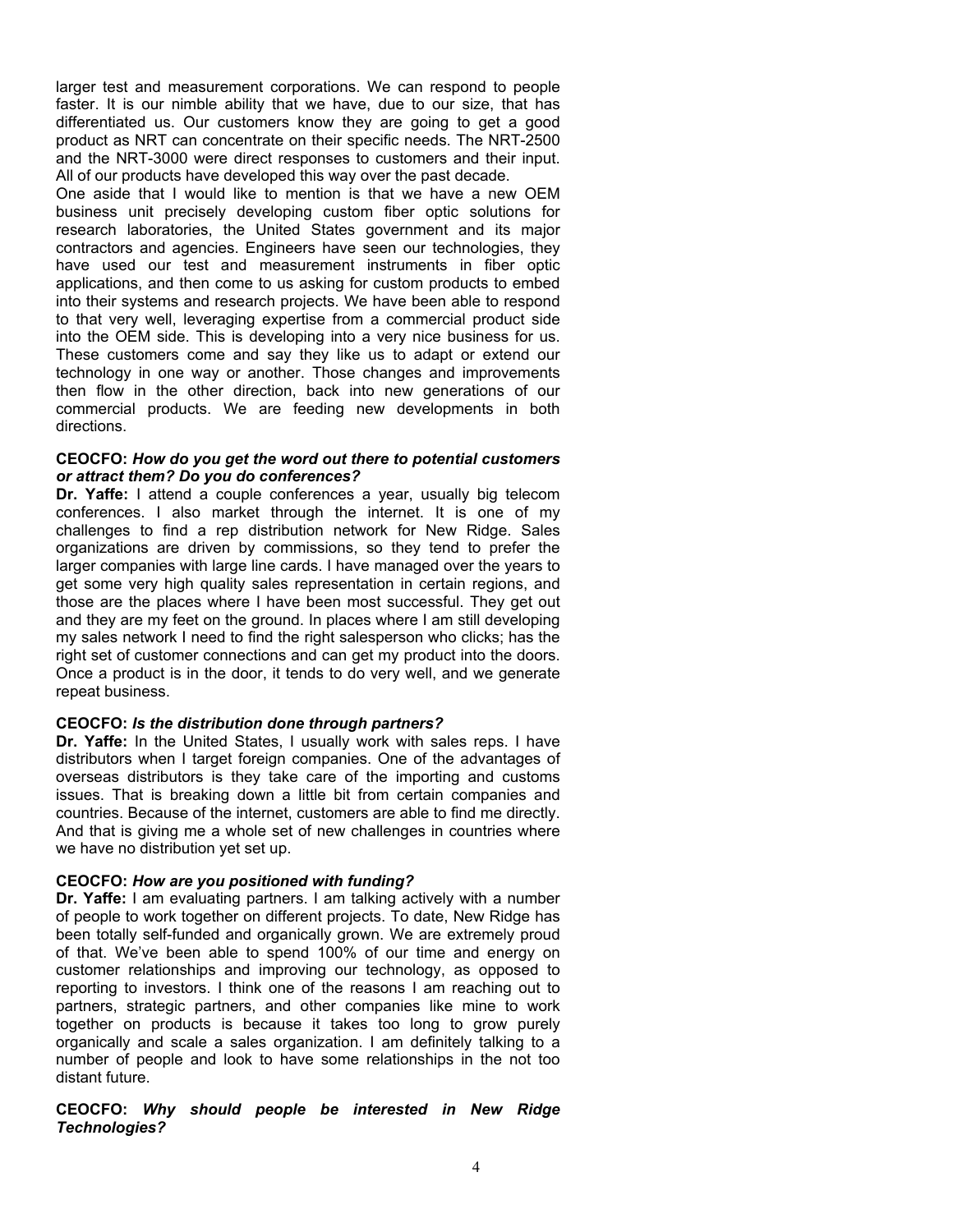larger test and measurement corporations. We can respond to people faster. It is our nimble ability that we have, due to our size, that has differentiated us. Our customers know they are going to get a good product as NRT can concentrate on their specific needs. The NRT-2500 and the NRT-3000 were direct responses to customers and their input. All of our products have developed this way over the past decade.

One aside that I would like to mention is that we have a new OEM business unit precisely developing custom fiber optic solutions for research laboratories, the United States government and its major contractors and agencies. Engineers have seen our technologies, they have used our test and measurement instruments in fiber optic applications, and then come to us asking for custom products to embed into their systems and research projects. We have been able to respond to that very well, leveraging expertise from a commercial product side into the OEM side. This is developing into a very nice business for us. These customers come and say they like us to adapt or extend our technology in one way or another. Those changes and improvements then flow in the other direction, back into new generations of our commercial products. We are feeding new developments in both directions.

**CEOCFO:** ***How do you get the word out there to potential customers or attract them? Do you do conferences?***

**Dr. Yaffe:** I attend a couple conferences a year, usually big telecom conferences. I also market through the internet. It is one of my challenges to find a rep distribution network for New Ridge. Sales organizations are driven by commissions, so they tend to prefer the larger companies with large line cards. I have managed over the years to get some very high quality sales representation in certain regions, and those are the places where I have been most successful. They get out and they are my feet on the ground. In places where I am still developing my sales network I need to find the right salesperson who clicks; has the right set of customer connections and can get my product into the doors. Once a product is in the door, it tends to do very well, and we generate repeat business.

**CEOCFO:** ***Is the distribution done through partners?***

**Dr. Yaffe:** In the United States, I usually work with sales reps. I have distributors when I target foreign companies. One of the advantages of overseas distributors is they take care of the importing and customs issues. That is breaking down a little bit from certain companies and countries. Because of the internet, customers are able to find me directly. And that is giving me a whole set of new challenges in countries where we have no distribution yet set up.

**CEOCFO:** ***How are you positioned with funding?***

**Dr. Yaffe:** I am evaluating partners. I am talking actively with a number of people to work together on different projects. To date, New Ridge has been totally self-funded and organically grown. We are extremely proud of that. We've been able to spend 100% of our time and energy on customer relationships and improving our technology, as opposed to reporting to investors. I think one of the reasons I am reaching out to partners, strategic partners, and other companies like mine to work together on products is because it takes too long to grow purely organically and scale a sales organization. I am definitely talking to a number of people and look to have some relationships in the not too distant future.

**CEOCFO:** ***Why should people be interested in New Ridge Technologies?***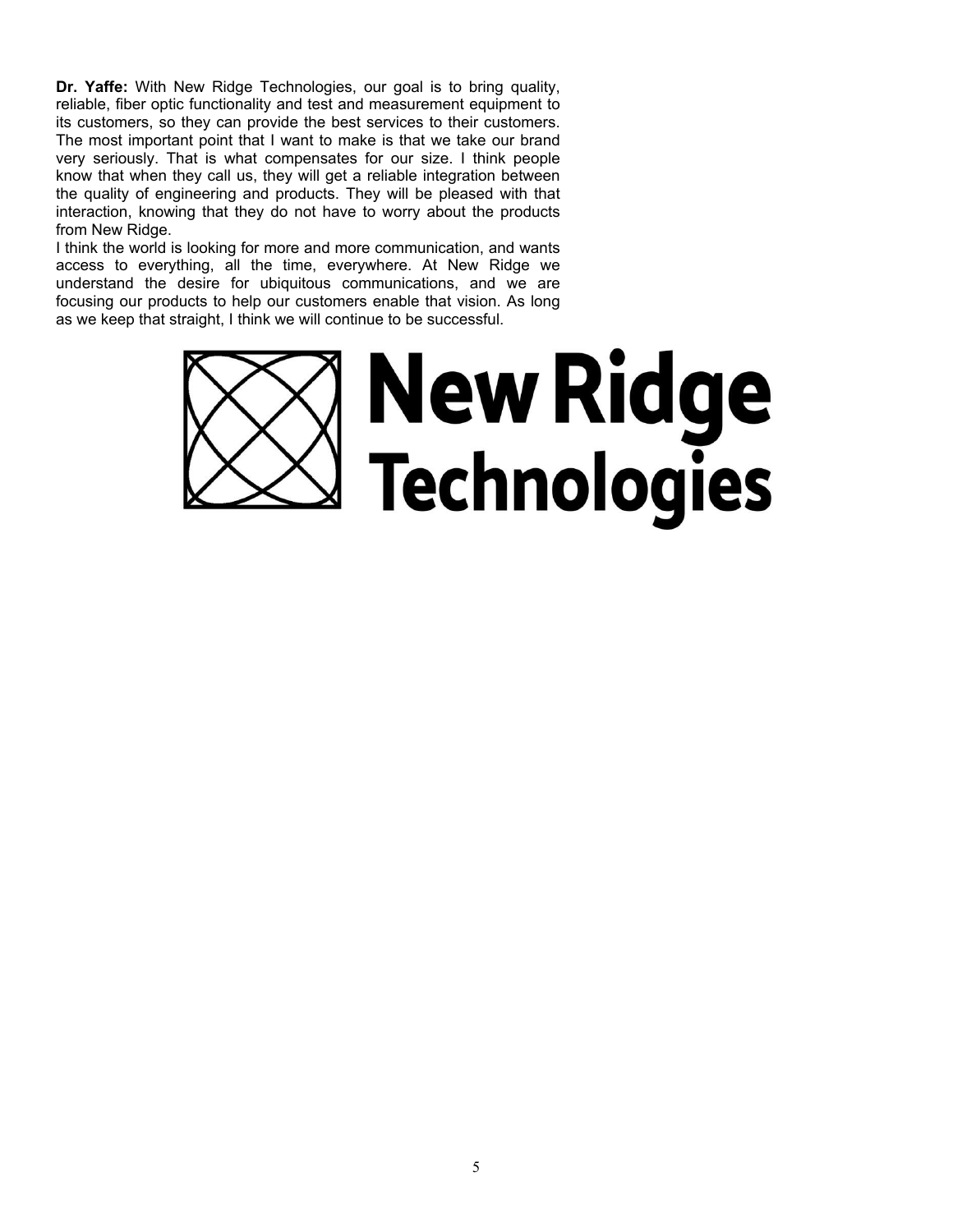**Dr. Yaffe:** With New Ridge Technologies, our goal is to bring quality, reliable, fiber optic functionality and test and measurement equipment to its customers, so they can provide the best services to their customers. The most important point that I want to make is that we take our brand very seriously. That is what compensates for our size. I think people know that when they call us, they will get a reliable integration between the quality of engineering and products. They will be pleased with that interaction, knowing that they do not have to worry about the products from New Ridge.

I think the world is looking for more and more communication, and wants access to everything, all the time, everywhere. At New Ridge we understand the desire for ubiquitous communications, and we are focusing our products to help our customers enable that vision. As long as we keep that straight, I think we will continue to be successful.

New Ridge Technologies